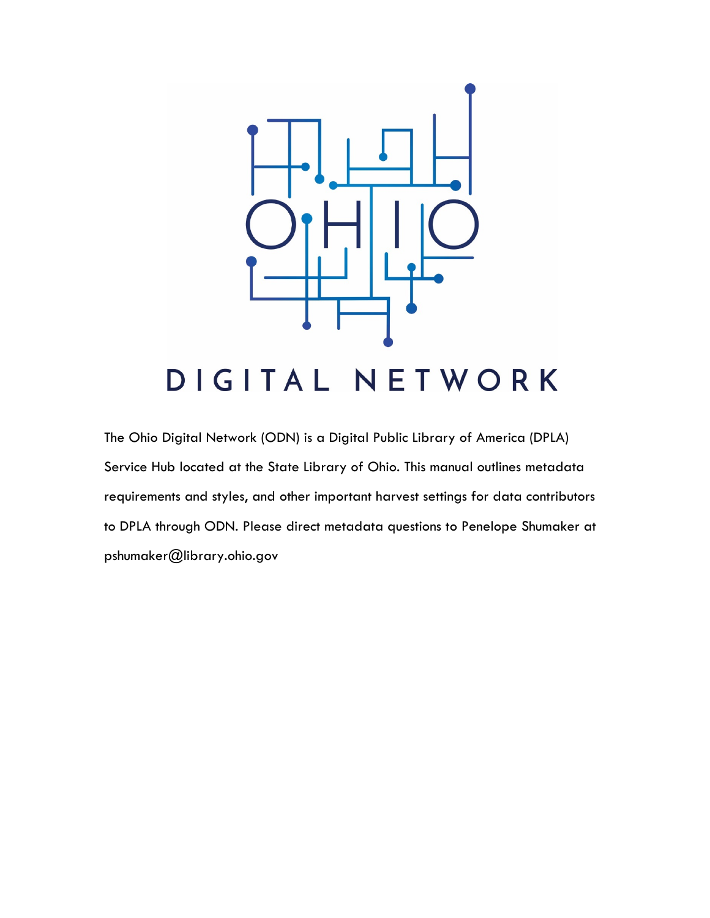# OHIO DIGITAL NETWORK

The Ohio Digital Network (ODN) is a Digital Public Library of America (DPLA) Service Hub located at the State Library of Ohio. This manual outlines metadata requirements and styles, and other important harvest settings for data contributors to DPLA through ODN. Please direct metadata questions to Penelope Shumaker at pshumaker@library.ohio.gov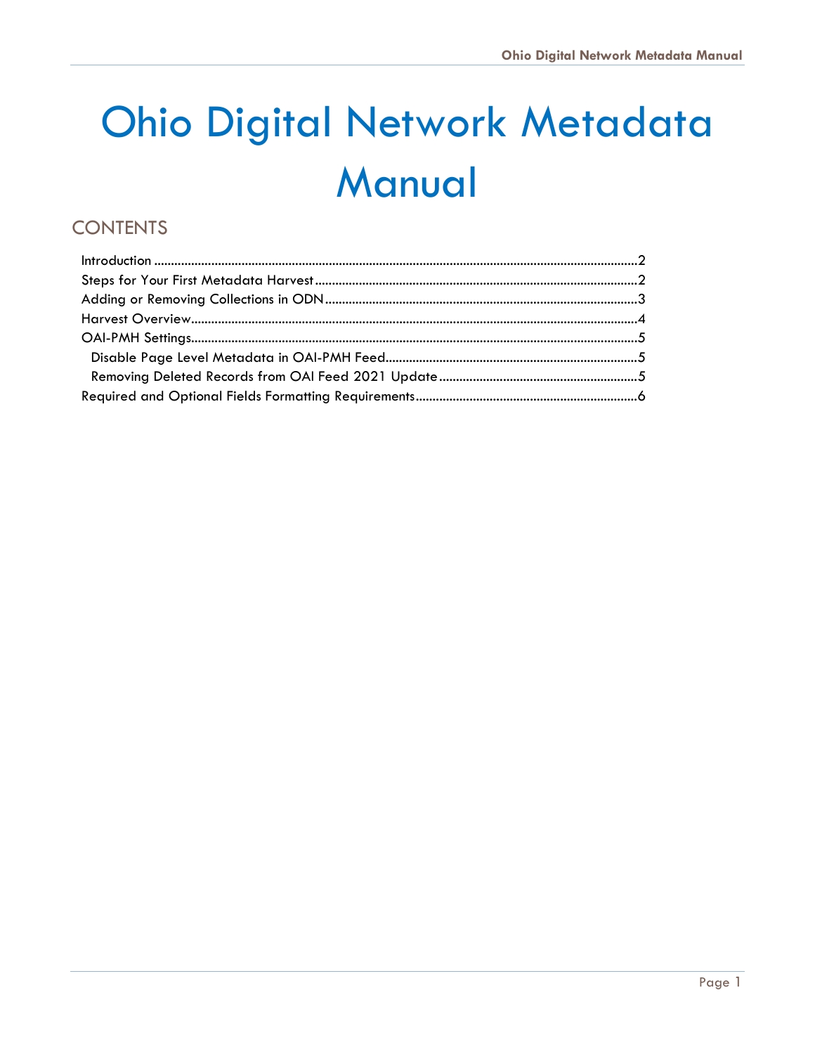# Ohio Digital Network Metadata Manual

## CONTENTS

- Introduction ........................................ 2
- Steps for Your First Metadata Harvest ........................................ 2
- Adding or Removing Collections in ODN ........................................ 3
- Harvest Overview ........................................ 4
- OAI-PMH Settings ........................................ 5
  - Disable Page Level Metadata in OAI-PMH Feed ........................................ 5
  - Removing Deleted Records from OAI Feed 2021 Update ........................................ 5
- Required and Optional Fields Formatting Requirements ........................................ 6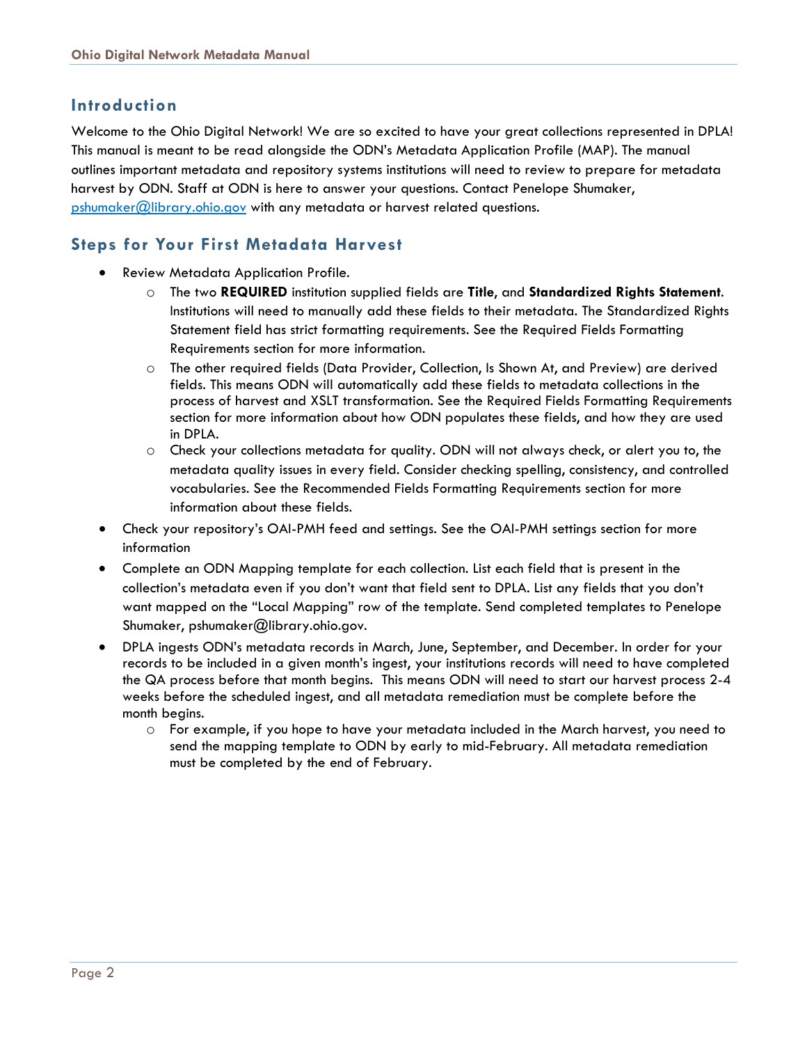## Introduction

Welcome to the Ohio Digital Network! We are so excited to have your great collections represented in DPLA! This manual is meant to be read alongside the ODN's Metadata Application Profile (MAP). The manual outlines important metadata and repository systems institutions will need to review to prepare for metadata harvest by ODN. Staff at ODN is here to answer your questions. Contact Penelope Shumaker, [pshumaker@library.ohio.gov](mailto:pshumaker@library.ohio.gov) with any metadata or harvest related questions.

## Steps for Your First Metadata Harvest

- Review Metadata Application Profile.
  - The two **REQUIRED** institution supplied fields are **Title**, and **Standardized Rights Statement**. Institutions will need to manually add these fields to their metadata. The Standardized Rights Statement field has strict formatting requirements. See the Required Fields Formatting Requirements section for more information.
  - The other required fields (Data Provider, Collection, Is Shown At, and Preview) are derived fields. This means ODN will automatically add these fields to metadata collections in the process of harvest and XSLT transformation. See the Required Fields Formatting Requirements section for more information about how ODN populates these fields, and how they are used in DPLA.
  - Check your collections metadata for quality. ODN will not always check, or alert you to, the metadata quality issues in every field. Consider checking spelling, consistency, and controlled vocabularies. See the Recommended Fields Formatting Requirements section for more information about these fields.
- Check your repository's OAI-PMH feed and settings. See the OAI-PMH settings section for more information
- Complete an ODN Mapping template for each collection. List each field that is present in the collection's metadata even if you don't want that field sent to DPLA. List any fields that you don't want mapped on the "Local Mapping" row of the template. Send completed templates to Penelope Shumaker, pshumaker@library.ohio.gov.
- DPLA ingests ODN's metadata records in March, June, September, and December. In order for your records to be included in a given month's ingest, your institutions records will need to have completed the QA process before that month begins. This means ODN will need to start our harvest process 2-4 weeks before the scheduled ingest, and all metadata remediation must be complete before the month begins.
  - For example, if you hope to have your metadata included in the March harvest, you need to send the mapping template to ODN by early to mid-February. All metadata remediation must be completed by the end of February.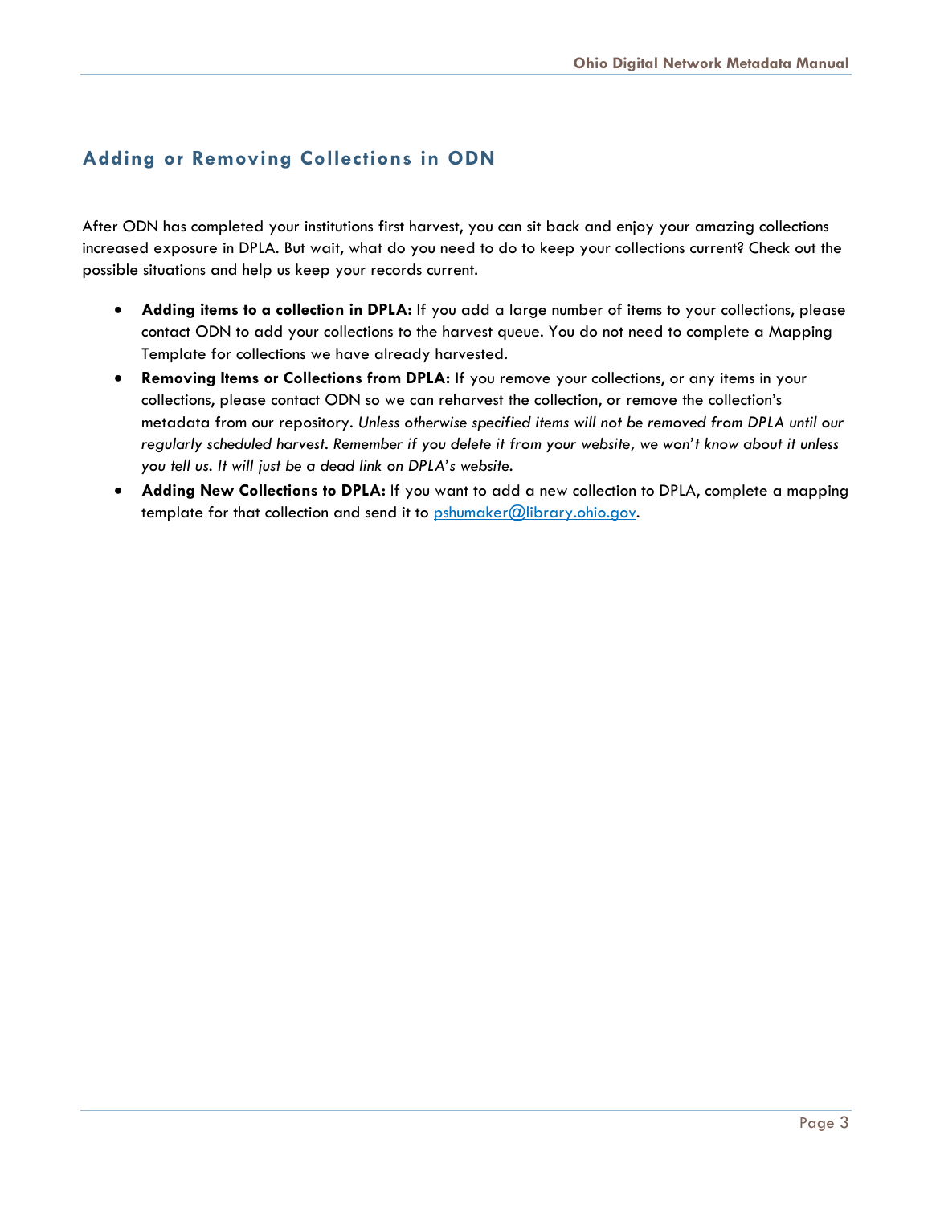## Adding or Removing Collections in ODN

After ODN has completed your institutions first harvest, you can sit back and enjoy your amazing collections increased exposure in DPLA. But wait, what do you need to do to keep your collections current? Check out the possible situations and help us keep your records current.

- **Adding items to a collection in DPLA:** If you add a large number of items to your collections, please contact ODN to add your collections to the harvest queue. You do not need to complete a Mapping Template for collections we have already harvested.
- **Removing Items or Collections from DPLA:** If you remove your collections, or any items in your collections, please contact ODN so we can reharvest the collection, or remove the collection's metadata from our repository. *Unless otherwise specified items will not be removed from DPLA until our regularly scheduled harvest. Remember if you delete it from your website, we won't know about it unless you tell us. It will just be a dead link on DPLA's website.*
- **Adding New Collections to DPLA:** If you want to add a new collection to DPLA, complete a mapping template for that collection and send it to [pshumaker@library.ohio.gov](mailto:pshumaker@library.ohio.gov).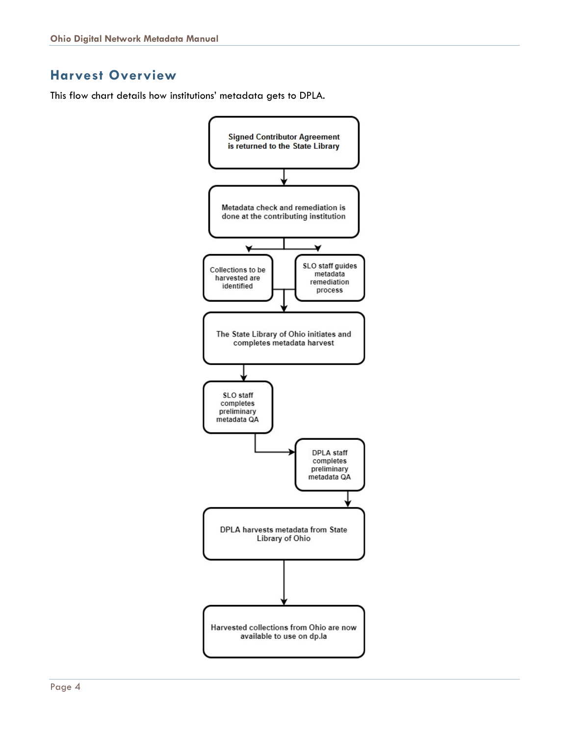## Harvest Overview

This flow chart details how institutions' metadata gets to DPLA.

Signed Contributor Agreement is returned to the State Library

Metadata check and remediation is done at the contributing institution

Collections to be harvested are identified

SLO staff guides metadata remediation process

The State Library of Ohio initiates and completes metadata harvest

SLO staff completes preliminary metadata QA

DPLA staff completes preliminary metadata QA

DPLA harvests metadata from State Library of Ohio

Harvested collections from Ohio are now available to use on dp.la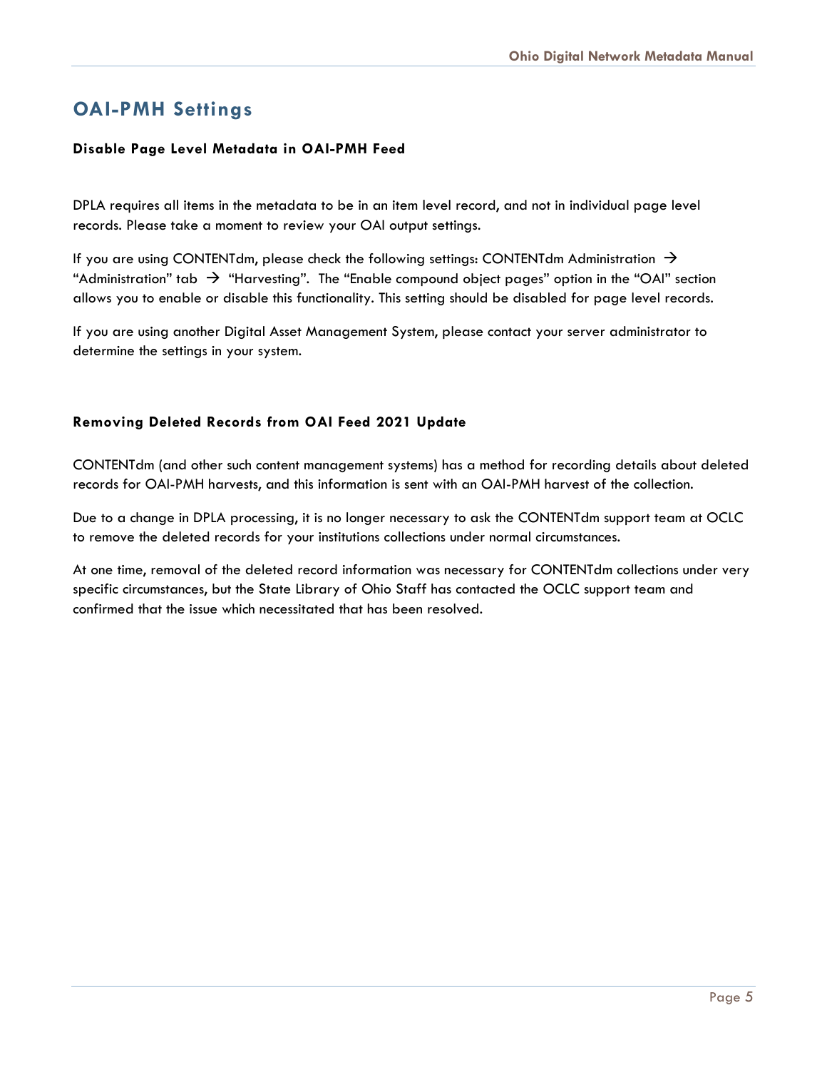## OAI-PMH Settings

### Disable Page Level Metadata in OAI-PMH Feed

DPLA requires all items in the metadata to be in an item level record, and not in individual page level records. Please take a moment to review your OAI output settings.

If you are using CONTENTdm, please check the following settings: CONTENTdm Administration → "Administration" tab → "Harvesting". The "Enable compound object pages" option in the "OAI" section allows you to enable or disable this functionality. This setting should be disabled for page level records.

If you are using another Digital Asset Management System, please contact your server administrator to determine the settings in your system.

### Removing Deleted Records from OAI Feed 2021 Update

CONTENTdm (and other such content management systems) has a method for recording details about deleted records for OAI-PMH harvests, and this information is sent with an OAI-PMH harvest of the collection.

Due to a change in DPLA processing, it is no longer necessary to ask the CONTENTdm support team at OCLC to remove the deleted records for your institutions collections under normal circumstances.

At one time, removal of the deleted record information was necessary for CONTENTdm collections under very specific circumstances, but the State Library of Ohio Staff has contacted the OCLC support team and confirmed that the issue which necessitated that has been resolved.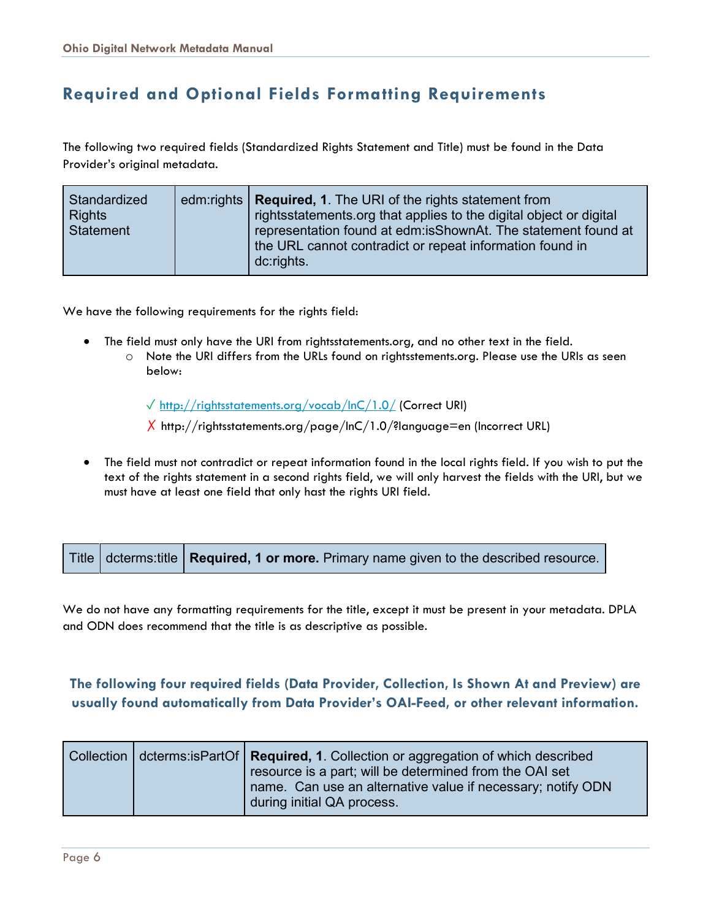## Required and Optional Fields Formatting Requirements

The following two required fields (Standardized Rights Statement and Title) must be found in the Data Provider's original metadata.

| Standardized Rights Statement | edm:rights | **Required, 1**. The URI of the rights statement from rightsstatements.org that applies to the digital object or digital representation found at edm:isShownAt. The statement found at the URL cannot contradict or repeat information found in dc:rights. |
|---|---|---|

We have the following requirements for the rights field:

- The field must only have the URI from rightsstatements.org, and no other text in the field.
  - Note the URI differs from the URLs found on rightsstements.org. Please use the URIs as seen below:

    ✓ http://rightsstatements.org/vocab/InC/1.0/ (Correct URI)

    ✗ http://rightsstatements.org/page/InC/1.0/?language=en (Incorrect URL)

- The field must not contradict or repeat information found in the local rights field. If you wish to put the text of the rights statement in a second rights field, we will only harvest the fields with the URI, but we must have at least one field that only hast the rights URI field.

| Title | dcterms:title | **Required, 1 or more.** Primary name given to the described resource. |
|---|---|---|

We do not have any formatting requirements for the title, except it must be present in your metadata. DPLA and ODN does recommend that the title is as descriptive as possible.

### The following four required fields (Data Provider, Collection, Is Shown At and Preview) are usually found automatically from Data Provider's OAI-Feed, or other relevant information.

| Collection | dcterms:isPartOf | **Required, 1**. Collection or aggregation of which described resource is a part; will be determined from the OAI set name. Can use an alternative value if necessary; notify ODN during initial QA process. |
|---|---|---|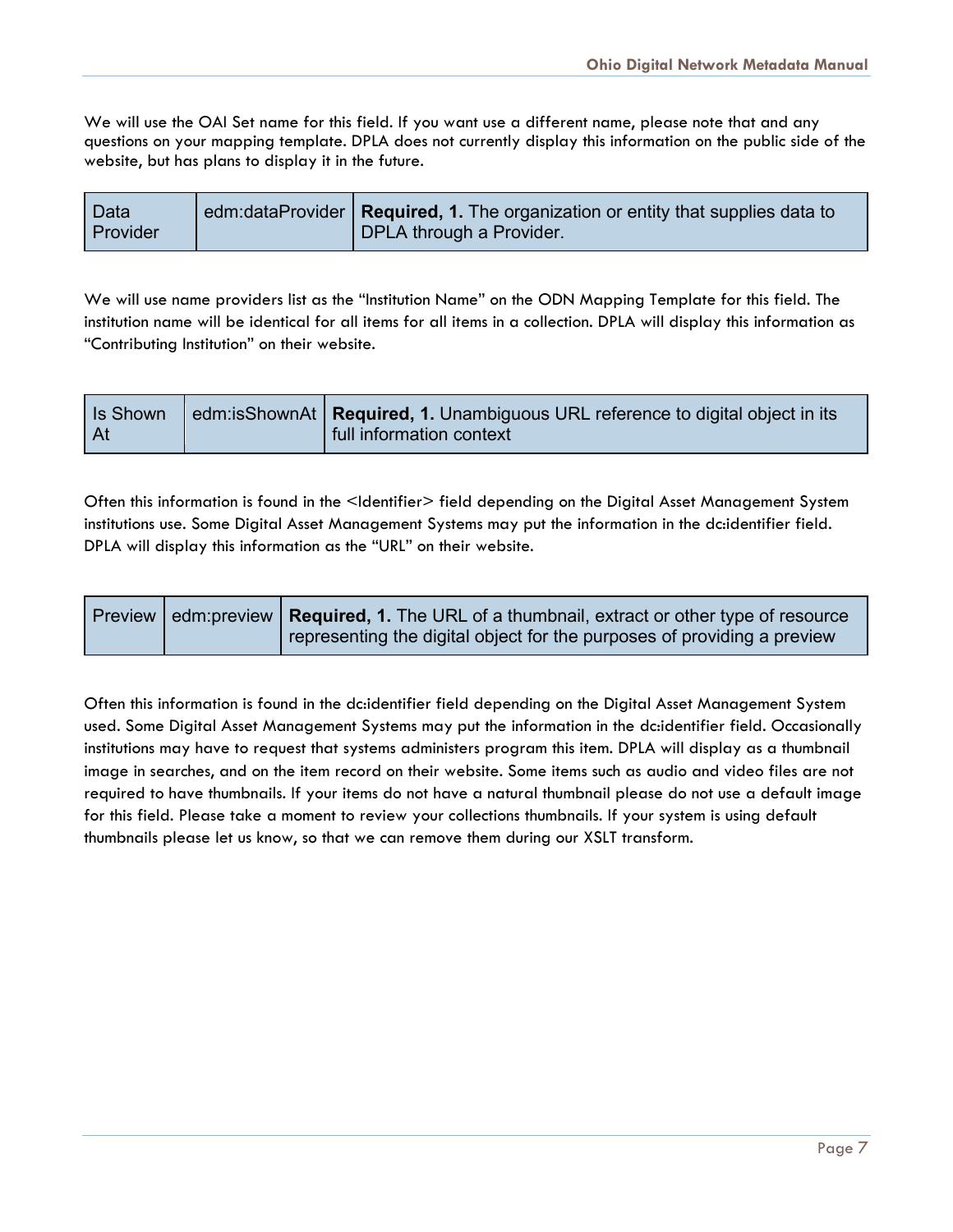We will use the OAI Set name for this field. If you want use a different name, please note that and any questions on your mapping template. DPLA does not currently display this information on the public side of the website, but has plans to display it in the future.

| Data Provider | edm:dataProvider | **Required, 1.** The organization or entity that supplies data to DPLA through a Provider. |
|---|---|---|

We will use name providers list as the "Institution Name" on the ODN Mapping Template for this field. The institution name will be identical for all items for all items in a collection. DPLA will display this information as "Contributing Institution" on their website.

| Is Shown At | edm:isShownAt | **Required, 1.** Unambiguous URL reference to digital object in its full information context |
|---|---|---|

Often this information is found in the <Identifier> field depending on the Digital Asset Management System institutions use. Some Digital Asset Management Systems may put the information in the dc:identifier field. DPLA will display this information as the "URL" on their website.

| Preview | edm:preview | **Required, 1.** The URL of a thumbnail, extract or other type of resource representing the digital object for the purposes of providing a preview |
|---|---|---|

Often this information is found in the dc:identifier field depending on the Digital Asset Management System used. Some Digital Asset Management Systems may put the information in the dc:identifier field. Occasionally institutions may have to request that systems administers program this item. DPLA will display as a thumbnail image in searches, and on the item record on their website. Some items such as audio and video files are not required to have thumbnails. If your items do not have a natural thumbnail please do not use a default image for this field. Please take a moment to review your collections thumbnails. If your system is using default thumbnails please let us know, so that we can remove them during our XSLT transform.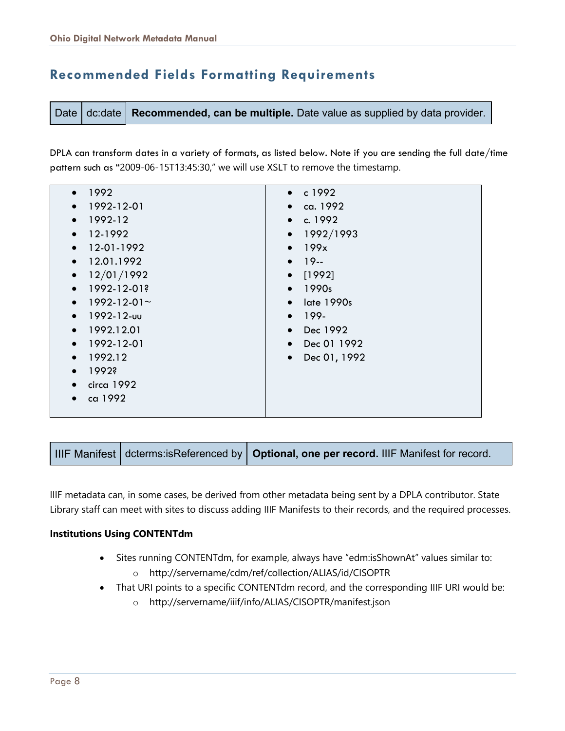## Recommended Fields Formatting Requirements

| Date | dc:date | **Recommended, can be multiple.** Date value as supplied by data provider. |
|---|---|---|

DPLA can transform dates in a variety of formats, as listed below. Note if you are sending the full date/time pattern such as "2009-06-15T13:45:30," we will use XSLT to remove the timestamp.

- 1992
- 1992-12-01
- 1992-12
- 12-1992
- 12-01-1992
- 12.01.1992
- 12/01/1992
- 1992-12-01?
- 1992-12-01~
- 1992-12-uu
- 1992.12.01
- 1992-12-01
- 1992.12
- 1992?
- circa 1992
- ca 1992
- c 1992
- ca. 1992
- c. 1992
- 1992/1993
- 199x
- 19--
- [1992]
- 1990s
- late 1990s
- 199-
- Dec 1992
- Dec 01 1992
- Dec 01, 1992

| IIIF Manifest | dcterms:isReferenced by | **Optional, one per record.** IIIF Manifest for record. |
|---|---|---|

IIIF metadata can, in some cases, be derived from other metadata being sent by a DPLA contributor. State Library staff can meet with sites to discuss adding IIIF Manifests to their records, and the required processes.

**Institutions Using CONTENTdm**

- Sites running CONTENTdm, for example, always have "edm:isShownAt" values similar to:
  - http://servername/cdm/ref/collection/ALIAS/id/CISOPTR
- That URI points to a specific CONTENTdm record, and the corresponding IIIF URI would be:
  - http://servername/iiif/info/ALIAS/CISOPTR/manifest.json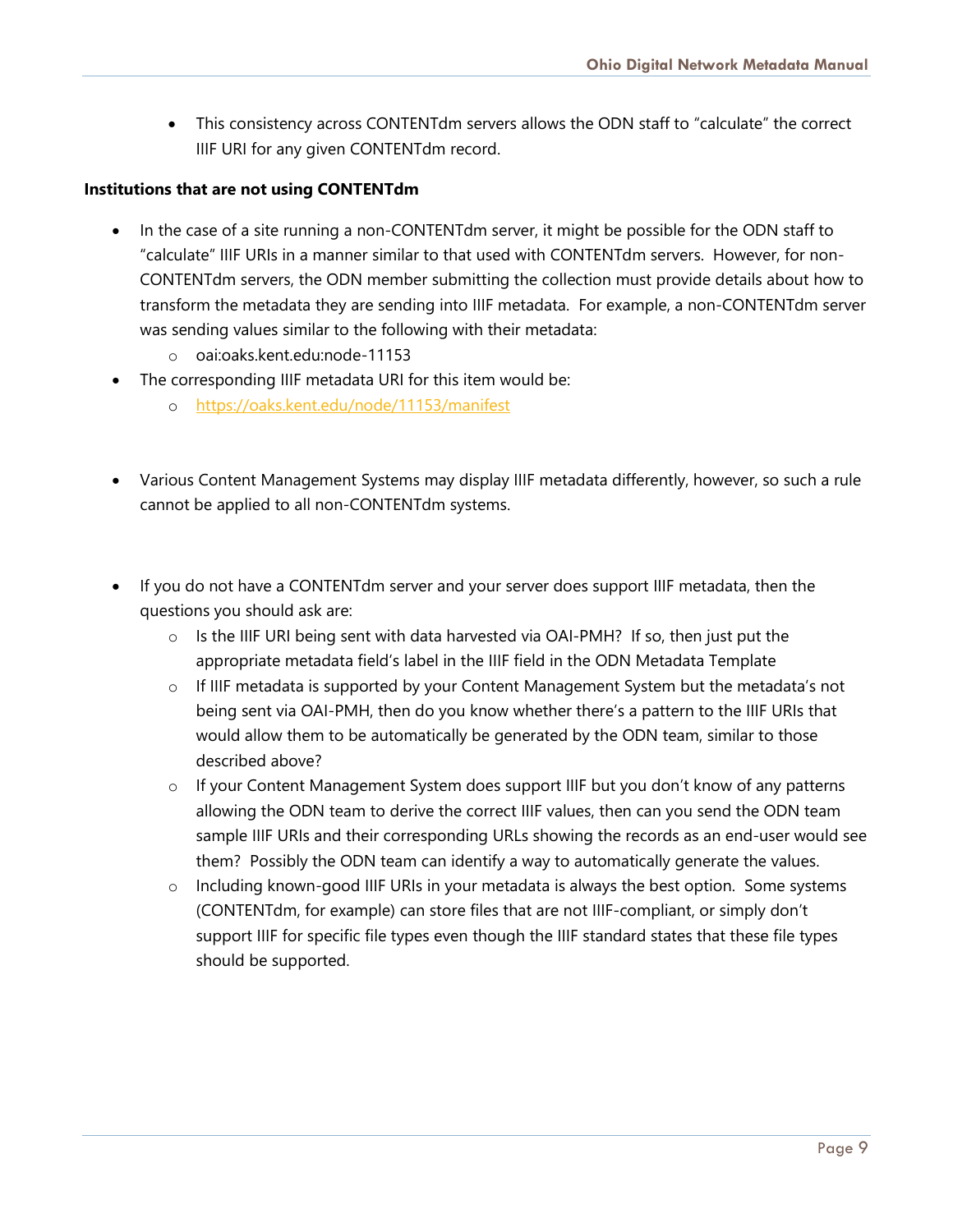- This consistency across CONTENTdm servers allows the ODN staff to "calculate" the correct IIIF URI for any given CONTENTdm record.

**Institutions that are not using CONTENTdm**

- In the case of a site running a non-CONTENTdm server, it might be possible for the ODN staff to "calculate" IIIF URIs in a manner similar to that used with CONTENTdm servers. However, for non-CONTENTdm servers, the ODN member submitting the collection must provide details about how to transform the metadata they are sending into IIIF metadata. For example, a non-CONTENTdm server was sending values similar to the following with their metadata:
  - oai:oaks.kent.edu:node-11153
- The corresponding IIIF metadata URI for this item would be:
  - https://oaks.kent.edu/node/11153/manifest

- Various Content Management Systems may display IIIF metadata differently, however, so such a rule cannot be applied to all non-CONTENTdm systems.

- If you do not have a CONTENTdm server and your server does support IIIF metadata, then the questions you should ask are:
  - Is the IIIF URI being sent with data harvested via OAI-PMH? If so, then just put the appropriate metadata field's label in the IIIF field in the ODN Metadata Template
  - If IIIF metadata is supported by your Content Management System but the metadata's not being sent via OAI-PMH, then do you know whether there's a pattern to the IIIF URIs that would allow them to be automatically be generated by the ODN team, similar to those described above?
  - If your Content Management System does support IIIF but you don't know of any patterns allowing the ODN team to derive the correct IIIF values, then can you send the ODN team sample IIIF URIs and their corresponding URLs showing the records as an end-user would see them? Possibly the ODN team can identify a way to automatically generate the values.
  - Including known-good IIIF URIs in your metadata is always the best option. Some systems (CONTENTdm, for example) can store files that are not IIIF-compliant, or simply don't support IIIF for specific file types even though the IIIF standard states that these file types should be supported.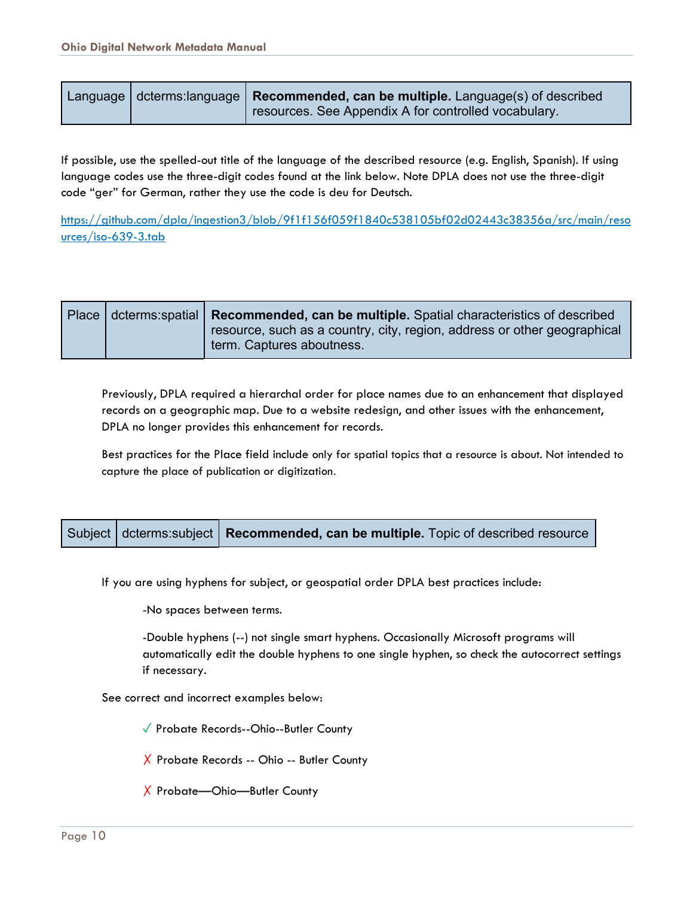| Language | dcterms:language | **Recommended, can be multiple.** Language(s) of described resources. See Appendix A for controlled vocabulary. |
|---|---|---|

If possible, use the spelled-out title of the language of the described resource (e.g. English, Spanish). If using language codes use the three-digit codes found at the link below. Note DPLA does not use the three-digit code "ger" for German, rather they use the code is deu for Deutsch.

[https://github.com/dpla/ingestion3/blob/9f1f156f059f1840c538105bf02d02443c38356a/src/main/resources/iso-639-3.tab](https://github.com/dpla/ingestion3/blob/9f1f156f059f1840c538105bf02d02443c38356a/src/main/resources/iso-639-3.tab)

| Place | dcterms:spatial | **Recommended, can be multiple.** Spatial characteristics of described resource, such as a country, city, region, address or other geographical term. Captures aboutness. |
|---|---|---|

Previously, DPLA required a hierarchal order for place names due to an enhancement that displayed records on a geographic map. Due to a website redesign, and other issues with the enhancement, DPLA no longer provides this enhancement for records.

Best practices for the Place field include only for spatial topics that a resource is about. Not intended to capture the place of publication or digitization.

| Subject | dcterms:subject | **Recommended, can be multiple.** Topic of described resource |
|---|---|---|

If you are using hyphens for subject, or geospatial order DPLA best practices include:

-No spaces between terms.

-Double hyphens (--) not single smart hyphens. Occasionally Microsoft programs will automatically edit the double hyphens to one single hyphen, so check the autocorrect settings if necessary.

See correct and incorrect examples below:

✓ Probate Records--Ohio--Butler County

✗ Probate Records -- Ohio -- Butler County

✗ Probate—Ohio—Butler County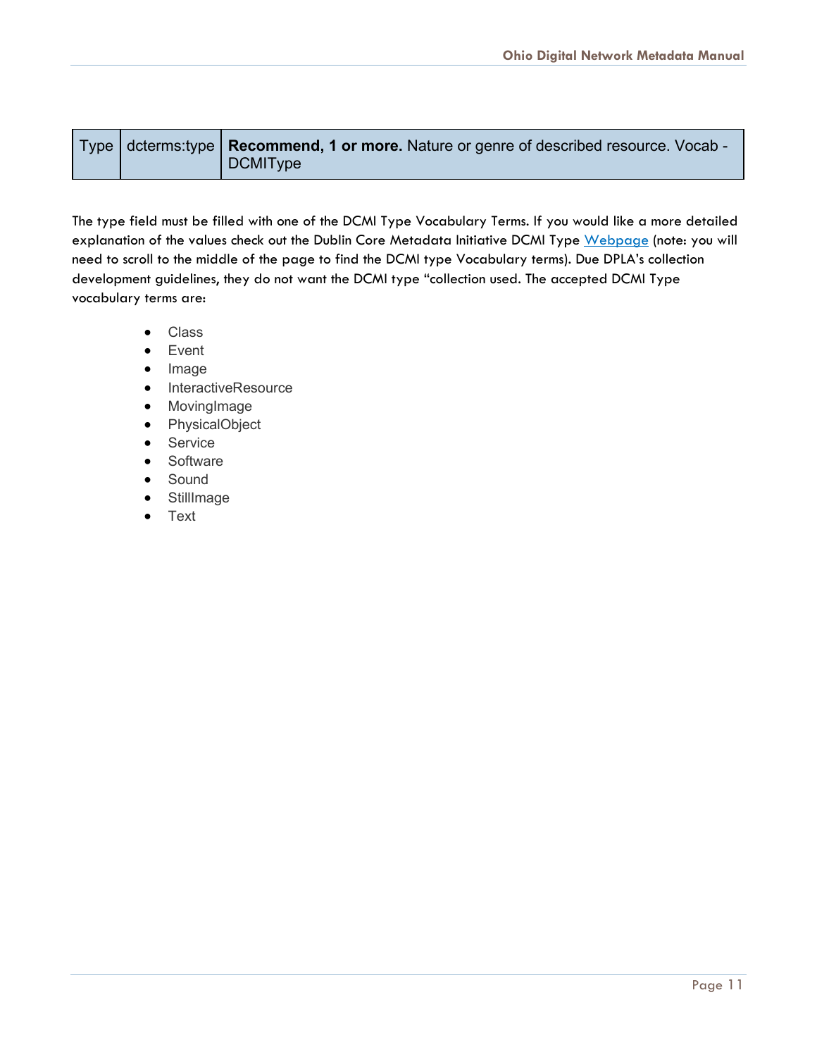| | | |
|---|---|---|
| Type | dcterms:type | **Recommend, 1 or more.** Nature or genre of described resource. Vocab - DCMIType |

The type field must be filled with one of the DCMI Type Vocabulary Terms. If you would like a more detailed explanation of the values check out the Dublin Core Metadata Initiative DCMI Type [Webpage](Webpage) (note: you will need to scroll to the middle of the page to find the DCMI type Vocabulary terms). Due DPLA's collection development guidelines, they do not want the DCMI type "collection used. The accepted DCMI Type vocabulary terms are:

- Class
- Event
- Image
- InteractiveResource
- MovingImage
- PhysicalObject
- Service
- Software
- Sound
- StillImage
- Text